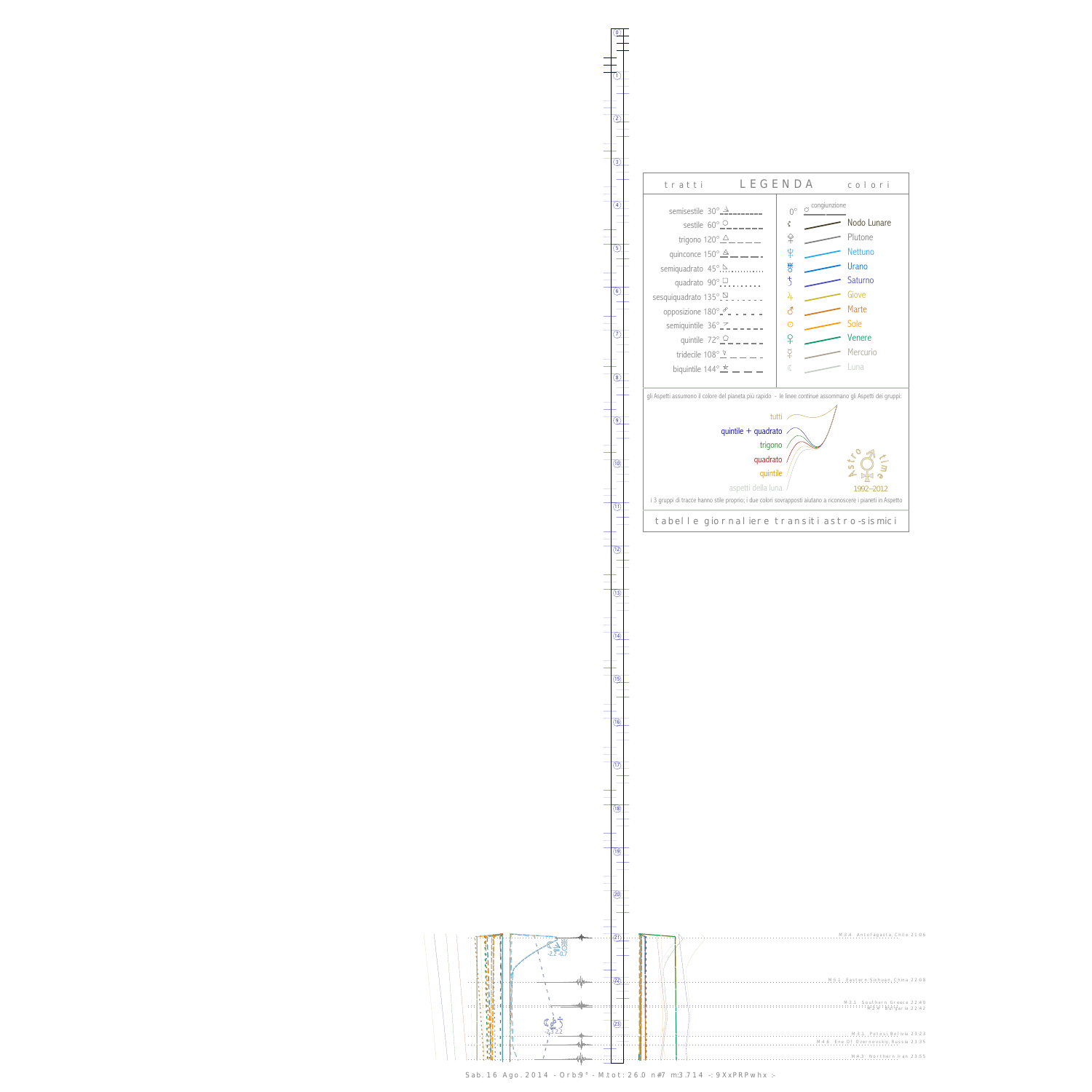## LEGENDA

**tratti**

- semisestile 30°
- sestile 60°
- trigono 120°
- quinconce 150°
- semiquadrato 45°
- quadrato 90°
- sesquiquadrato 135°
- opposizione 180°
- semiquintile 36°
- quintile 72°
- tridecile 108°
- biquintile 144°

**colori**

- 0° congiunzione
- Nodo Lunare
- Plutone
- Nettuno
- Urano
- Saturno
- Giove
- Marte
- Sole
- Venere
- Mercurio
- Luna

gli Aspetti assumono il colore del pianeta più rapido - le linee continue assommano gli Aspetti dei gruppi:

- tutti
- quintile + quadrato
- trigono
- quadrato
- quintile
- aspetti della luna

Astro time 1992–2012

i 3 gruppi di tracce hanno stile proprio; i due colori sovrapposti aiutano a riconoscere i pianeti in Aspetto

tabelle giornaliere transiti astro-sismici

M:3.4 Antofagasta, Chile 21:06

M:5.1 Eastern Sichuan, China 22:08

M:3.1 Southern Greece 22:40

M:3.4 Bulgaria 22:42

M:5.1 Potosi Bolivia 23:23

M:4.6 Ene Of Dzernovsky, Russia 23:35

M:4.3 Northern Iran 23:55

Sab. 16 Ago. 2014 - Orb:9° - M.tot: 26.0 n#7 m:3.714 -: 9XxPRPwhx :-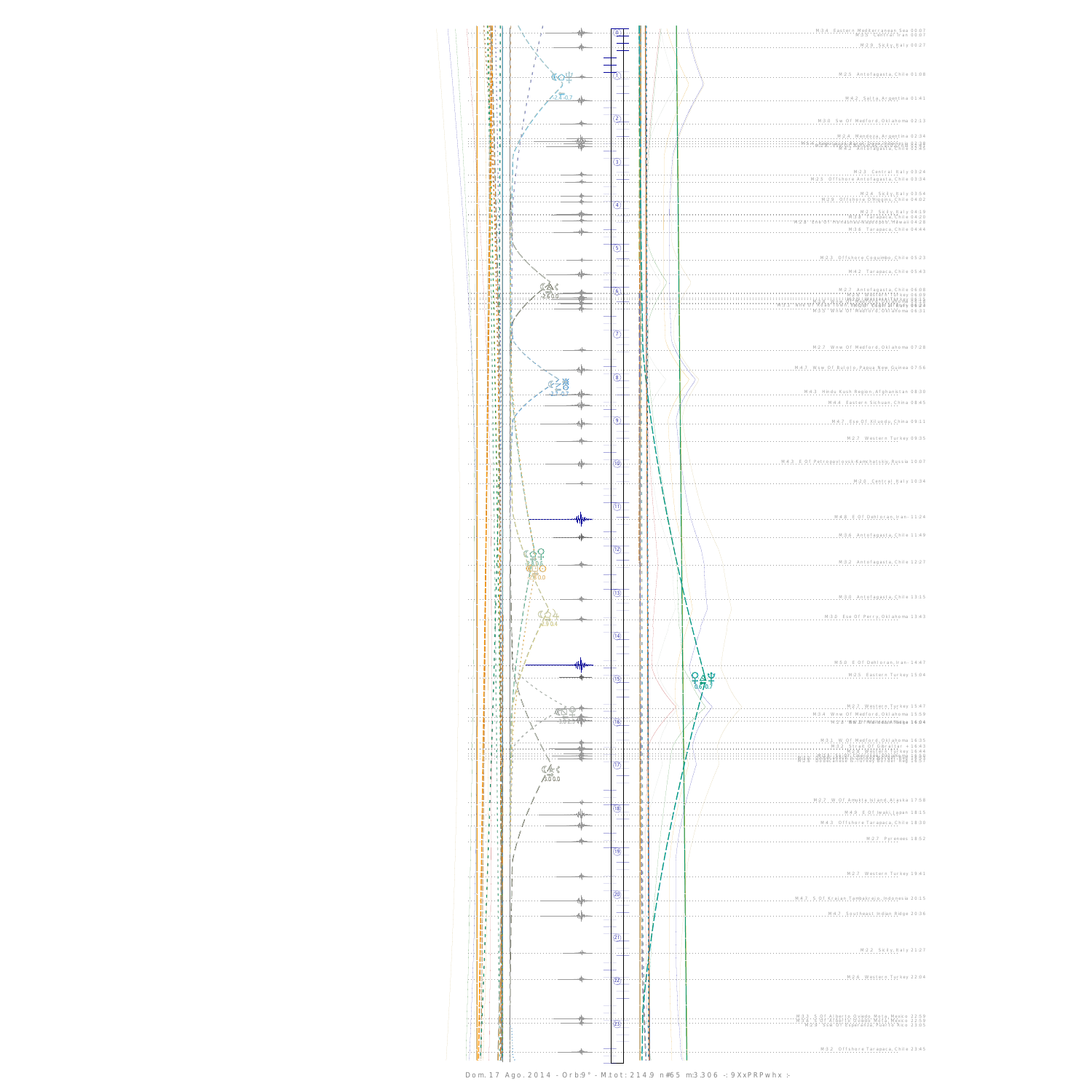M3.4 Eastern Mediterranean Sea 00:07
M3.5 Central Iran 00:07
M2.9 Sicily,Italy 00:27
M2.5 Antofagasta,Chile 01:08
M4.2 Salta,Argentina 01:41
M3.0 Sw Of Medford,Oklahoma 02:13
M2.4 Mendoza,Argentina 02:34
M2.5 Antofagasta,Chile 03:45
M2.3 Central Italy 03:24
M2.3 Offshore Antofagasta,Chile 03:34
M2.4 Sicily,Italy 03:54
M2.9 Offshore O'higgins,Chile 04:02
M2.7 Sicily,Italy 04:19
M3.6 Tarapaca,Chile 04:44
M2.3 Offshore Coquimbo,Chile 05:23
M4.2 Tarapaca,Chile 05:43
M2.7 Antofagasta,Chile 06:08
M3.5 Wnw Of Medford,Oklahoma 06:31
M2.7 Wnw Of Medford,Oklahoma 07:28
M4.7 Wsw Of Bulolo,Papua New Guinea 07:56
M4.3 Hindu Kush Region,Afghanistan 08:30
M4.4 Eastern Sichuan,China 08:45
M4.7 Ese Of Xilundu,China 09:11
M2.7 Western Turkey 09:35
M4.3 E Of Petropavlovsk-Kamchatskiy,Russia 10:07
M2.0 Central Italy 10:34
M4.8 E Of Dehloran,Iran- 11:24
M3.6 Antofagasta,Chile 11:49
M3.2 Antofagasta,Chile 12:27
M3.0 Antofagasta,Chile 13:15
M3.0 Ese Of Perry,Oklahoma 13:43
M5.0 E Of Dehloran,Iran- 14:47
M2.5 Eastern Turkey 15:04
M2.7 Western Turkey 15:47
M3.4 Wnw Of Medford,Oklahoma 15:59
M3.1 W Of Medford,Oklahoma 16:35
M3.2 Strait Of Gibraltar 16:43
M2.8 Dodecanese Is-Turkey Border Reg 16:57
M2.7 W Of Amukta Island,Alaska 17:58
M4.9 E Of Iwaki,Japan 18:15
M4.3 Offshore Tarapaca,Chile 18:30
M2.7 Pyrenees 18:52
M2.7 Western Turkey 19:41
M4.7 S Of Kralan Tambakrejo,Indonesia 20:15
M4.7 Southeast Indian Ridge 20:36
M2.2 Sicily,Italy 21:27
M2.6 Western Turkey 22:04
M3.3 S Of Alberto Oviedo Mota,Mexico 22:59
M3.4 S Of Alberto Oviedo Mota,Mexico 22:59
M2.4 Ssw Of Esperanza,Puerto Rico 23:05
M3.2 Offshore Tarapaca,Chile 23:45

Dom.17 Ago.2014 - Orb:9° - M.tot: 214.9 n#65 m3.306 -:9XxPRPwhx:-